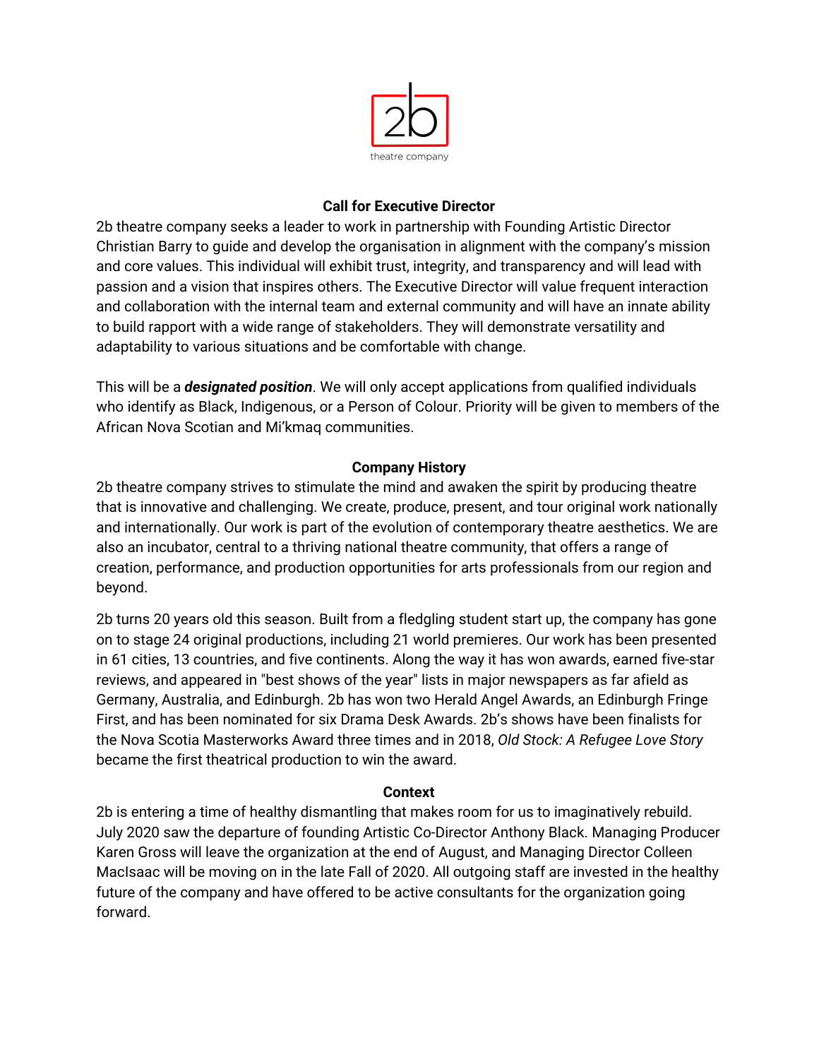2b theatre company

## Call for Executive Director

2b theatre company seeks a leader to work in partnership with Founding Artistic Director Christian Barry to guide and develop the organisation in alignment with the company's mission and core values. This individual will exhibit trust, integrity, and transparency and will lead with passion and a vision that inspires others. The Executive Director will value frequent interaction and collaboration with the internal team and external community and will have an innate ability to build rapport with a wide range of stakeholders. They will demonstrate versatility and adaptability to various situations and be comfortable with change.

This will be a ***designated position***. We will only accept applications from qualified individuals who identify as Black, Indigenous, or a Person of Colour. Priority will be given to members of the African Nova Scotian and Mi'kmaq communities.

## Company History

2b theatre company strives to stimulate the mind and awaken the spirit by producing theatre that is innovative and challenging. We create, produce, present, and tour original work nationally and internationally. Our work is part of the evolution of contemporary theatre aesthetics. We are also an incubator, central to a thriving national theatre community, that offers a range of creation, performance, and production opportunities for arts professionals from our region and beyond.

2b turns 20 years old this season. Built from a fledgling student start up, the company has gone on to stage 24 original productions, including 21 world premieres. Our work has been presented in 61 cities, 13 countries, and five continents. Along the way it has won awards, earned five-star reviews, and appeared in "best shows of the year" lists in major newspapers as far afield as Germany, Australia, and Edinburgh. 2b has won two Herald Angel Awards, an Edinburgh Fringe First, and has been nominated for six Drama Desk Awards. 2b's shows have been finalists for the Nova Scotia Masterworks Award three times and in 2018, *Old Stock: A Refugee Love Story* became the first theatrical production to win the award.

## Context

2b is entering a time of healthy dismantling that makes room for us to imaginatively rebuild. July 2020 saw the departure of founding Artistic Co-Director Anthony Black. Managing Producer Karen Gross will leave the organization at the end of August, and Managing Director Colleen MacIsaac will be moving on in the late Fall of 2020. All outgoing staff are invested in the healthy future of the company and have offered to be active consultants for the organization going forward.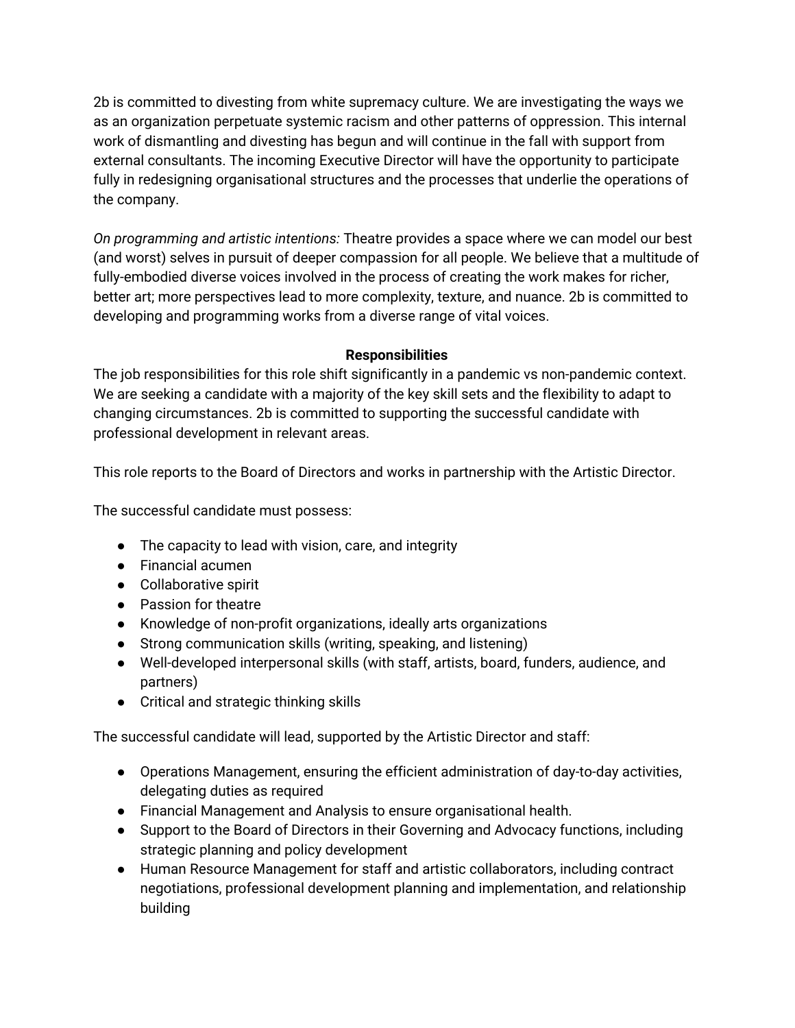2b is committed to divesting from white supremacy culture. We are investigating the ways we as an organization perpetuate systemic racism and other patterns of oppression. This internal work of dismantling and divesting has begun and will continue in the fall with support from external consultants. The incoming Executive Director will have the opportunity to participate fully in redesigning organisational structures and the processes that underlie the operations of the company.

*On programming and artistic intentions:* Theatre provides a space where we can model our best (and worst) selves in pursuit of deeper compassion for all people. We believe that a multitude of fully-embodied diverse voices involved in the process of creating the work makes for richer, better art; more perspectives lead to more complexity, texture, and nuance. 2b is committed to developing and programming works from a diverse range of vital voices.

**Responsibilities**

The job responsibilities for this role shift significantly in a pandemic vs non-pandemic context. We are seeking a candidate with a majority of the key skill sets and the flexibility to adapt to changing circumstances. 2b is committed to supporting the successful candidate with professional development in relevant areas.

This role reports to the Board of Directors and works in partnership with the Artistic Director.

The successful candidate must possess:

- The capacity to lead with vision, care, and integrity
- Financial acumen
- Collaborative spirit
- Passion for theatre
- Knowledge of non-profit organizations, ideally arts organizations
- Strong communication skills (writing, speaking, and listening)
- Well-developed interpersonal skills (with staff, artists, board, funders, audience, and partners)
- Critical and strategic thinking skills

The successful candidate will lead, supported by the Artistic Director and staff:

- Operations Management, ensuring the efficient administration of day-to-day activities, delegating duties as required
- Financial Management and Analysis to ensure organisational health.
- Support to the Board of Directors in their Governing and Advocacy functions, including strategic planning and policy development
- Human Resource Management for staff and artistic collaborators, including contract negotiations, professional development planning and implementation, and relationship building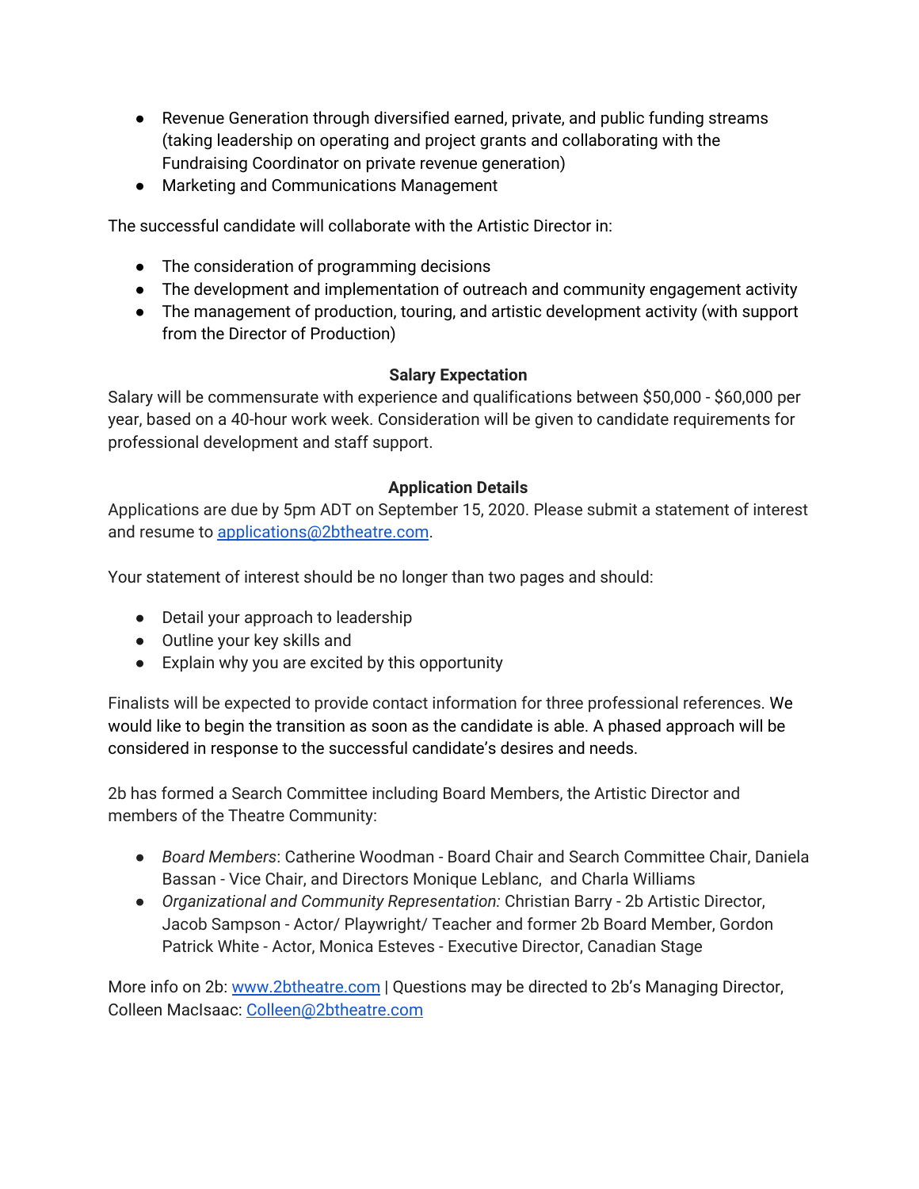- Revenue Generation through diversified earned, private, and public funding streams (taking leadership on operating and project grants and collaborating with the Fundraising Coordinator on private revenue generation)
- Marketing and Communications Management

The successful candidate will collaborate with the Artistic Director in:

- The consideration of programming decisions
- The development and implementation of outreach and community engagement activity
- The management of production, touring, and artistic development activity (with support from the Director of Production)

**Salary Expectation**

Salary will be commensurate with experience and qualifications between $50,000 - $60,000 per year, based on a 40-hour work week. Consideration will be given to candidate requirements for professional development and staff support.

**Application Details**

Applications are due by 5pm ADT on September 15, 2020. Please submit a statement of interest and resume to applications@2btheatre.com.

Your statement of interest should be no longer than two pages and should:

- Detail your approach to leadership
- Outline your key skills and
- Explain why you are excited by this opportunity

Finalists will be expected to provide contact information for three professional references. We would like to begin the transition as soon as the candidate is able. A phased approach will be considered in response to the successful candidate's desires and needs.

2b has formed a Search Committee including Board Members, the Artistic Director and members of the Theatre Community:

- *Board Members*: Catherine Woodman - Board Chair and Search Committee Chair, Daniela Bassan - Vice Chair, and Directors Monique Leblanc, and Charla Williams
- *Organizational and Community Representation:* Christian Barry - 2b Artistic Director, Jacob Sampson - Actor/ Playwright/ Teacher and former 2b Board Member, Gordon Patrick White - Actor, Monica Esteves - Executive Director, Canadian Stage

More info on 2b: www.2btheatre.com | Questions may be directed to 2b's Managing Director, Colleen MacIsaac: Colleen@2btheatre.com